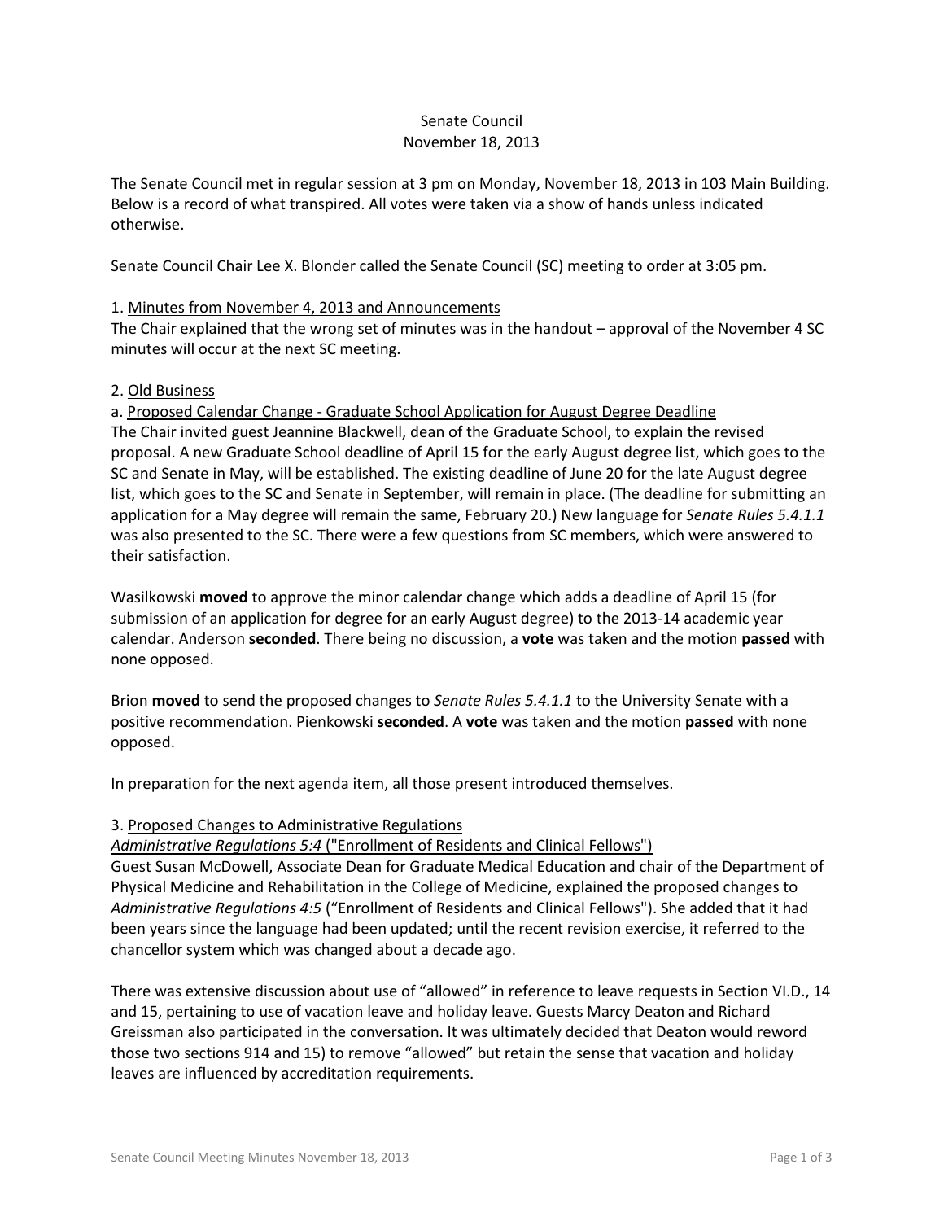Senate Council
November 18, 2013

The Senate Council met in regular session at 3 pm on Monday, November 18, 2013 in 103 Main Building. Below is a record of what transpired. All votes were taken via a show of hands unless indicated otherwise.

Senate Council Chair Lee X. Blonder called the Senate Council (SC) meeting to order at 3:05 pm.

1. Minutes from November 4, 2013 and Announcements

The Chair explained that the wrong set of minutes was in the handout – approval of the November 4 SC minutes will occur at the next SC meeting.

2. Old Business

a. Proposed Calendar Change - Graduate School Application for August Degree Deadline

The Chair invited guest Jeannine Blackwell, dean of the Graduate School, to explain the revised proposal. A new Graduate School deadline of April 15 for the early August degree list, which goes to the SC and Senate in May, will be established. The existing deadline of June 20 for the late August degree list, which goes to the SC and Senate in September, will remain in place. (The deadline for submitting an application for a May degree will remain the same, February 20.) New language for *Senate Rules 5.4.1.1* was also presented to the SC. There were a few questions from SC members, which were answered to their satisfaction.

Wasilkowski **moved** to approve the minor calendar change which adds a deadline of April 15 (for submission of an application for degree for an early August degree) to the 2013-14 academic year calendar. Anderson **seconded**. There being no discussion, a **vote** was taken and the motion **passed** with none opposed.

Brion **moved** to send the proposed changes to *Senate Rules 5.4.1.1* to the University Senate with a positive recommendation. Pienkowski **seconded**. A **vote** was taken and the motion **passed** with none opposed.

In preparation for the next agenda item, all those present introduced themselves.

3. Proposed Changes to Administrative Regulations

*Administrative Regulations 5:4* ("Enrollment of Residents and Clinical Fellows")

Guest Susan McDowell, Associate Dean for Graduate Medical Education and chair of the Department of Physical Medicine and Rehabilitation in the College of Medicine, explained the proposed changes to *Administrative Regulations 4:5* ("Enrollment of Residents and Clinical Fellows"). She added that it had been years since the language had been updated; until the recent revision exercise, it referred to the chancellor system which was changed about a decade ago.

There was extensive discussion about use of "allowed" in reference to leave requests in Section VI.D., 14 and 15, pertaining to use of vacation leave and holiday leave. Guests Marcy Deaton and Richard Greissman also participated in the conversation. It was ultimately decided that Deaton would reword those two sections 914 and 15) to remove "allowed" but retain the sense that vacation and holiday leaves are influenced by accreditation requirements.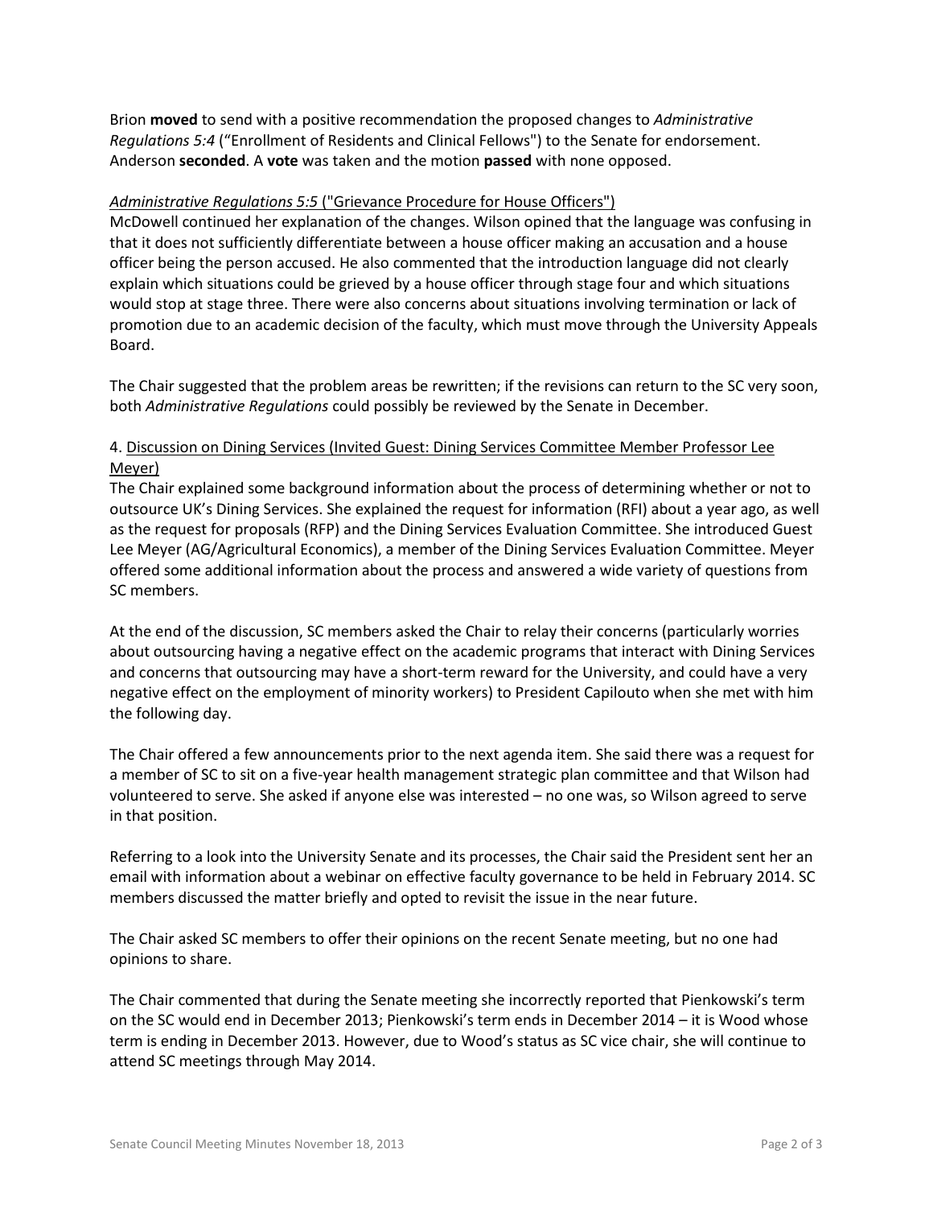Brion **moved** to send with a positive recommendation the proposed changes to *Administrative Regulations 5:4* ("Enrollment of Residents and Clinical Fellows") to the Senate for endorsement. Anderson **seconded**. A **vote** was taken and the motion **passed** with none opposed.

*Administrative Regulations 5:5* ("Grievance Procedure for House Officers")

McDowell continued her explanation of the changes. Wilson opined that the language was confusing in that it does not sufficiently differentiate between a house officer making an accusation and a house officer being the person accused. He also commented that the introduction language did not clearly explain which situations could be grieved by a house officer through stage four and which situations would stop at stage three. There were also concerns about situations involving termination or lack of promotion due to an academic decision of the faculty, which must move through the University Appeals Board.

The Chair suggested that the problem areas be rewritten; if the revisions can return to the SC very soon, both *Administrative Regulations* could possibly be reviewed by the Senate in December.

4. Discussion on Dining Services (Invited Guest: Dining Services Committee Member Professor Lee Meyer)

The Chair explained some background information about the process of determining whether or not to outsource UK's Dining Services. She explained the request for information (RFI) about a year ago, as well as the request for proposals (RFP) and the Dining Services Evaluation Committee. She introduced Guest Lee Meyer (AG/Agricultural Economics), a member of the Dining Services Evaluation Committee. Meyer offered some additional information about the process and answered a wide variety of questions from SC members.

At the end of the discussion, SC members asked the Chair to relay their concerns (particularly worries about outsourcing having a negative effect on the academic programs that interact with Dining Services and concerns that outsourcing may have a short-term reward for the University, and could have a very negative effect on the employment of minority workers) to President Capilouto when she met with him the following day.

The Chair offered a few announcements prior to the next agenda item. She said there was a request for a member of SC to sit on a five-year health management strategic plan committee and that Wilson had volunteered to serve. She asked if anyone else was interested – no one was, so Wilson agreed to serve in that position.

Referring to a look into the University Senate and its processes, the Chair said the President sent her an email with information about a webinar on effective faculty governance to be held in February 2014. SC members discussed the matter briefly and opted to revisit the issue in the near future.

The Chair asked SC members to offer their opinions on the recent Senate meeting, but no one had opinions to share.

The Chair commented that during the Senate meeting she incorrectly reported that Pienkowski's term on the SC would end in December 2013; Pienkowski's term ends in December 2014 – it is Wood whose term is ending in December 2013. However, due to Wood's status as SC vice chair, she will continue to attend SC meetings through May 2014.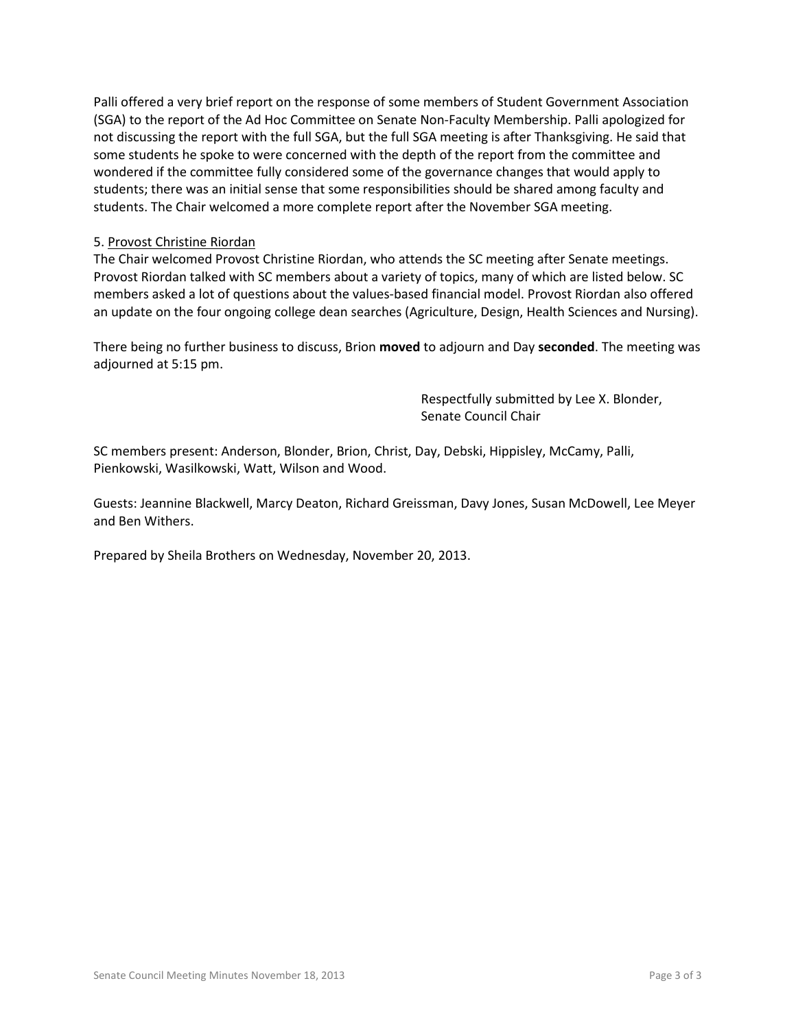Palli offered a very brief report on the response of some members of Student Government Association (SGA) to the report of the Ad Hoc Committee on Senate Non-Faculty Membership. Palli apologized for not discussing the report with the full SGA, but the full SGA meeting is after Thanksgiving. He said that some students he spoke to were concerned with the depth of the report from the committee and wondered if the committee fully considered some of the governance changes that would apply to students; there was an initial sense that some responsibilities should be shared among faculty and students. The Chair welcomed a more complete report after the November SGA meeting.

5. Provost Christine Riordan

The Chair welcomed Provost Christine Riordan, who attends the SC meeting after Senate meetings. Provost Riordan talked with SC members about a variety of topics, many of which are listed below. SC members asked a lot of questions about the values-based financial model. Provost Riordan also offered an update on the four ongoing college dean searches (Agriculture, Design, Health Sciences and Nursing).

There being no further business to discuss, Brion **moved** to adjourn and Day **seconded**. The meeting was adjourned at 5:15 pm.

Respectfully submitted by Lee X. Blonder,
Senate Council Chair

SC members present: Anderson, Blonder, Brion, Christ, Day, Debski, Hippisley, McCamy, Palli, Pienkowski, Wasilkowski, Watt, Wilson and Wood.

Guests: Jeannine Blackwell, Marcy Deaton, Richard Greissman, Davy Jones, Susan McDowell, Lee Meyer and Ben Withers.

Prepared by Sheila Brothers on Wednesday, November 20, 2013.